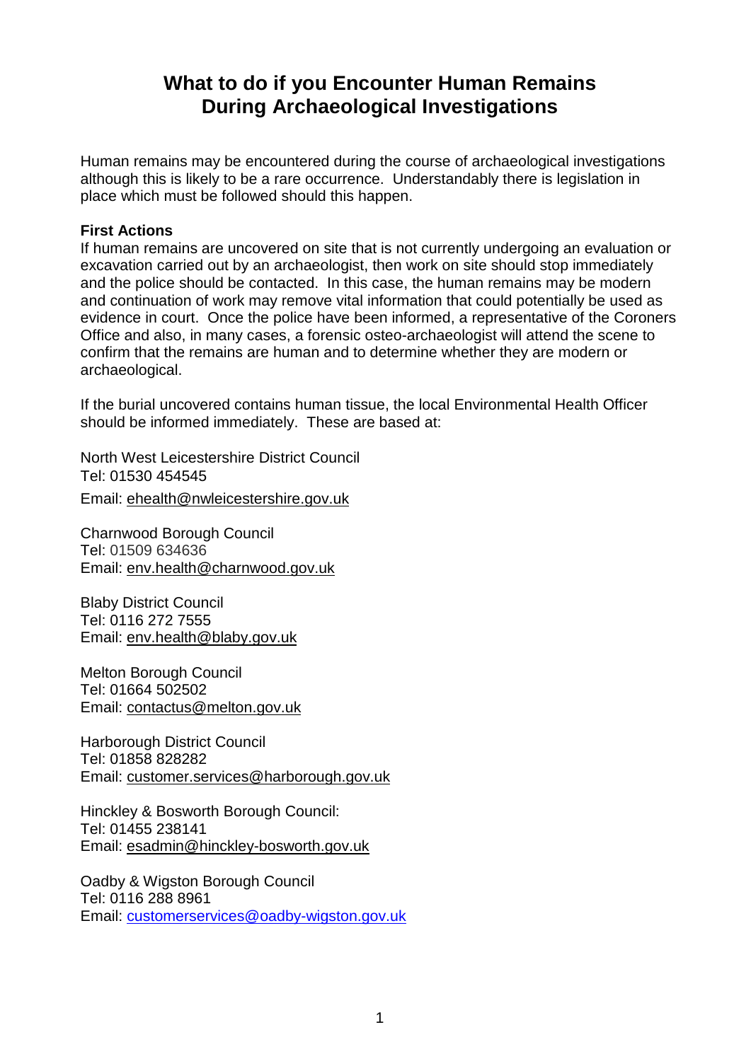# What to do if you Encounter Human Remains During Archaeological Investigations

Human remains may be encountered during the course of archaeological investigations although this is likely to be a rare occurrence. Understandably there is legislation in place which must be followed should this happen.

**First Actions**

If human remains are uncovered on site that is not currently undergoing an evaluation or excavation carried out by an archaeologist, then work on site should stop immediately and the police should be contacted. In this case, the human remains may be modern and continuation of work may remove vital information that could potentially be used as evidence in court. Once the police have been informed, a representative of the Coroners Office and also, in many cases, a forensic osteo-archaeologist will attend the scene to confirm that the remains are human and to determine whether they are modern or archaeological.

If the burial uncovered contains human tissue, the local Environmental Health Officer should be informed immediately. These are based at:

North West Leicestershire District Council
Tel: 01530 454545
Email: ehealth@nwleicestershire.gov.uk

Charnwood Borough Council
Tel: 01509 634636
Email: env.health@charnwood.gov.uk

Blaby District Council
Tel: 0116 272 7555
Email: env.health@blaby.gov.uk

Melton Borough Council
Tel: 01664 502502
Email: contactus@melton.gov.uk

Harborough District Council
Tel: 01858 828282
Email: customer.services@harborough.gov.uk

Hinckley & Bosworth Borough Council:
Tel: 01455 238141
Email: esadmin@hinckley-bosworth.gov.uk

Oadby & Wigston Borough Council
Tel: 0116 288 8961
Email: customerservices@oadby-wigston.gov.uk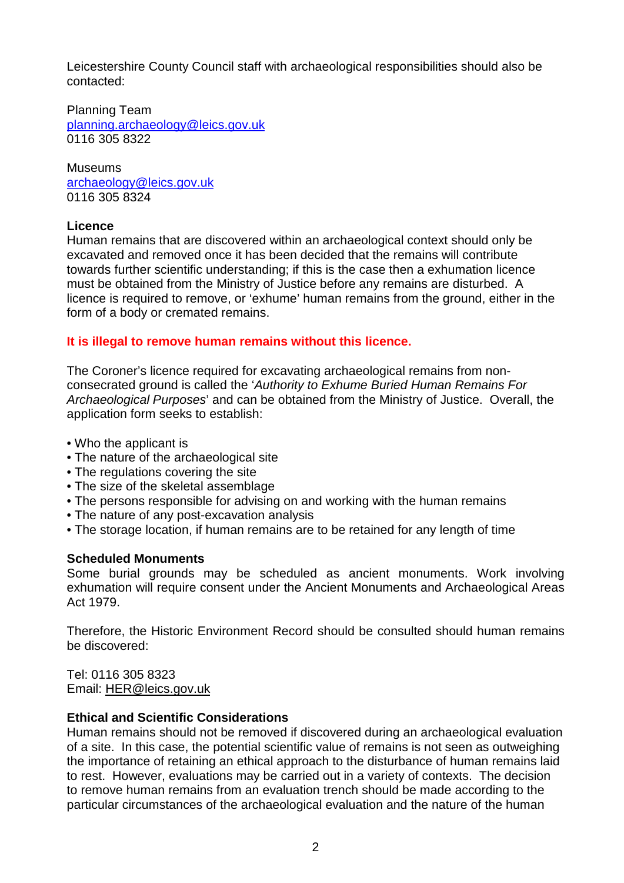Leicestershire County Council staff with archaeological responsibilities should also be contacted:

Planning Team
planning.archaeology@leics.gov.uk
0116 305 8322

Museums
archaeology@leics.gov.uk
0116 305 8324

**Licence**
Human remains that are discovered within an archaeological context should only be excavated and removed once it has been decided that the remains will contribute towards further scientific understanding; if this is the case then a exhumation licence must be obtained from the Ministry of Justice before any remains are disturbed. A licence is required to remove, or 'exhume' human remains from the ground, either in the form of a body or cremated remains.

**It is illegal to remove human remains without this licence.**

The Coroner's licence required for excavating archaeological remains from non-consecrated ground is called the '*Authority to Exhume Buried Human Remains For Archaeological Purposes*' and can be obtained from the Ministry of Justice. Overall, the application form seeks to establish:

- Who the applicant is
- The nature of the archaeological site
- The regulations covering the site
- The size of the skeletal assemblage
- The persons responsible for advising on and working with the human remains
- The nature of any post-excavation analysis
- The storage location, if human remains are to be retained for any length of time

**Scheduled Monuments**
Some burial grounds may be scheduled as ancient monuments. Work involving exhumation will require consent under the Ancient Monuments and Archaeological Areas Act 1979.

Therefore, the Historic Environment Record should be consulted should human remains be discovered:

Tel: 0116 305 8323
Email: HER@leics.gov.uk

**Ethical and Scientific Considerations**
Human remains should not be removed if discovered during an archaeological evaluation of a site. In this case, the potential scientific value of remains is not seen as outweighing the importance of retaining an ethical approach to the disturbance of human remains laid to rest. However, evaluations may be carried out in a variety of contexts. The decision to remove human remains from an evaluation trench should be made according to the particular circumstances of the archaeological evaluation and the nature of the human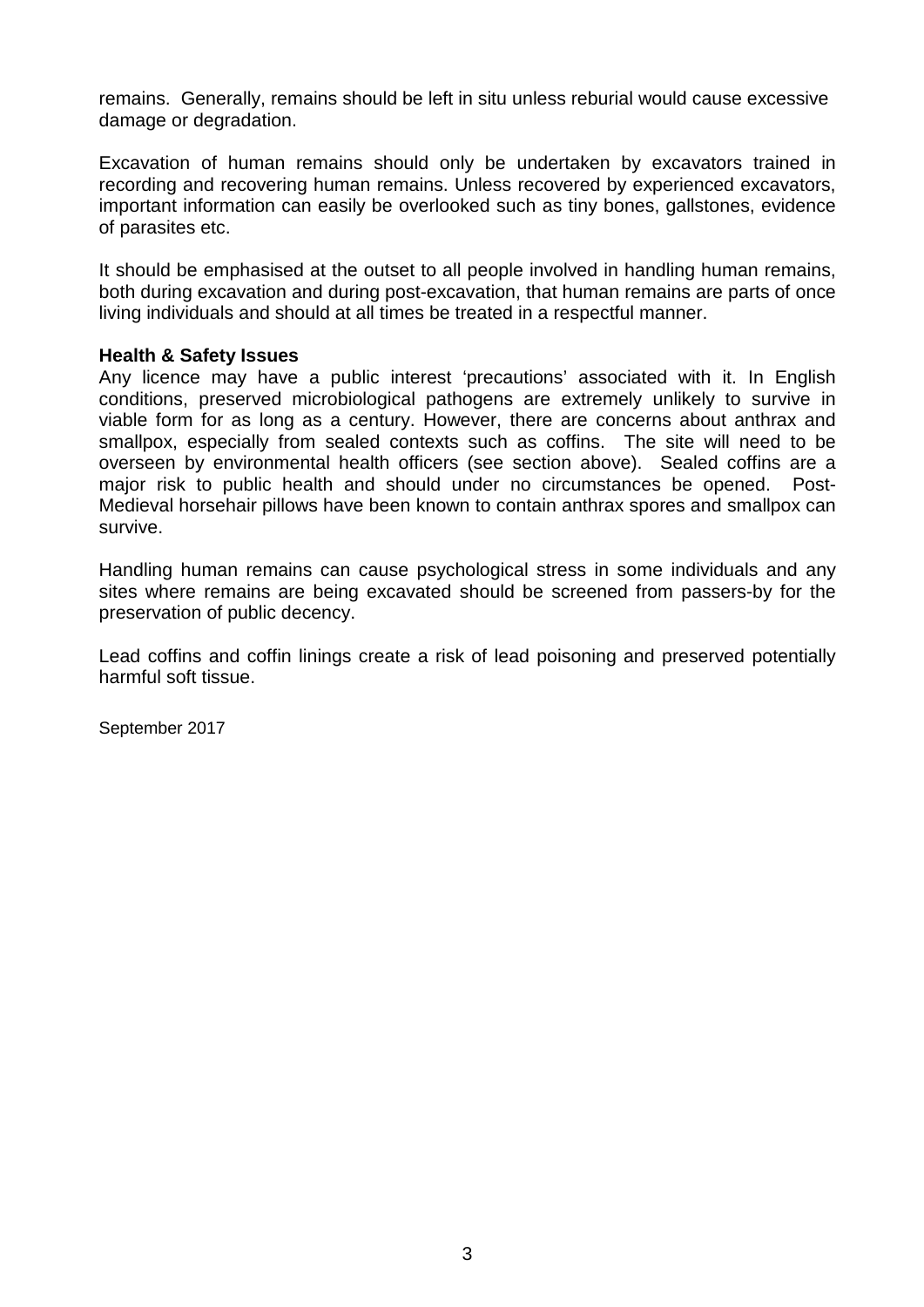remains. Generally, remains should be left in situ unless reburial would cause excessive damage or degradation.

Excavation of human remains should only be undertaken by excavators trained in recording and recovering human remains. Unless recovered by experienced excavators, important information can easily be overlooked such as tiny bones, gallstones, evidence of parasites etc.

It should be emphasised at the outset to all people involved in handling human remains, both during excavation and during post-excavation, that human remains are parts of once living individuals and should at all times be treated in a respectful manner.

**Health & Safety Issues**

Any licence may have a public interest 'precautions' associated with it. In English conditions, preserved microbiological pathogens are extremely unlikely to survive in viable form for as long as a century. However, there are concerns about anthrax and smallpox, especially from sealed contexts such as coffins. The site will need to be overseen by environmental health officers (see section above). Sealed coffins are a major risk to public health and should under no circumstances be opened. Post-Medieval horsehair pillows have been known to contain anthrax spores and smallpox can survive.

Handling human remains can cause psychological stress in some individuals and any sites where remains are being excavated should be screened from passers-by for the preservation of public decency.

Lead coffins and coffin linings create a risk of lead poisoning and preserved potentially harmful soft tissue.

September 2017